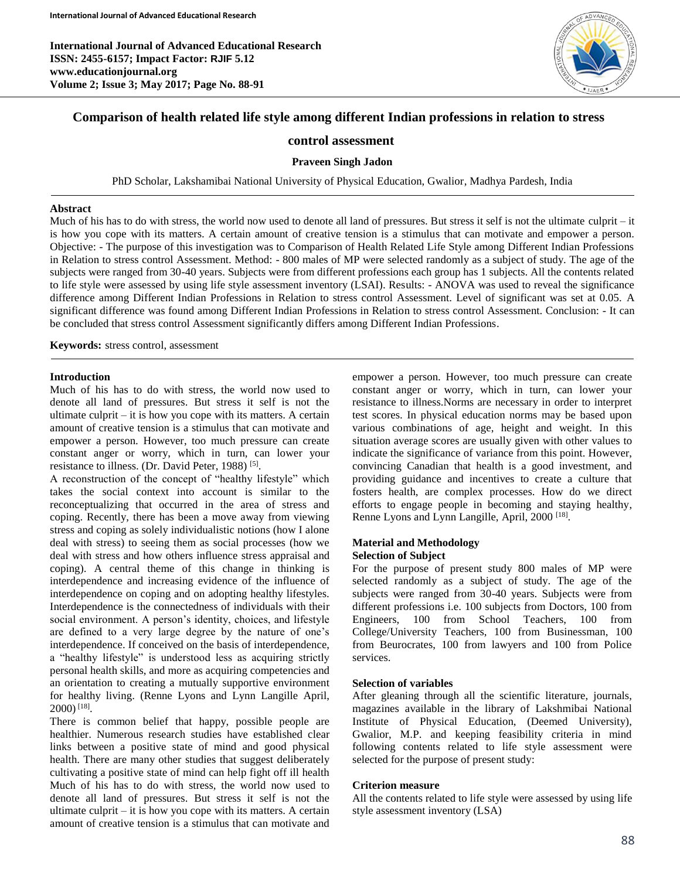# Comparison of health related life style among different Indian professions in relation to stress control assessment

**Praveen Singh Jadon**

PhD Scholar, Lakshamibai National University of Physical Education, Gwalior, Madhya Pardesh, India

## Abstract

Much of his has to do with stress, the world now used to denote all land of pressures. But stress it self is not the ultimate culprit – it is how you cope with its matters. A certain amount of creative tension is a stimulus that can motivate and empower a person. Objective: - The purpose of this investigation was to Comparison of Health Related Life Style among Different Indian Professions in Relation to stress control Assessment. Method: - 800 males of MP were selected randomly as a subject of study. The age of the subjects were ranged from 30-40 years. Subjects were from different professions each group has 1 subjects. All the contents related to life style were assessed by using life style assessment inventory (LSAI). Results: - ANOVA was used to reveal the significance difference among Different Indian Professions in Relation to stress control Assessment. Level of significant was set at 0.05. A significant difference was found among Different Indian Professions in Relation to stress control Assessment. Conclusion: - It can be concluded that stress control Assessment significantly differs among Different Indian Professions.

**Keywords:** stress control, assessment

## Introduction

Much of his has to do with stress, the world now used to denote all land of pressures. But stress it self is not the ultimate culprit – it is how you cope with its matters. A certain amount of creative tension is a stimulus that can motivate and empower a person. However, too much pressure can create constant anger or worry, which in turn, can lower your resistance to illness. (Dr. David Peter, 1988) [5].

A reconstruction of the concept of "healthy lifestyle" which takes the social context into account is similar to the reconceptualizing that occurred in the area of stress and coping. Recently, there has been a move away from viewing stress and coping as solely individualistic notions (how I alone deal with stress) to seeing them as social processes (how we deal with stress and how others influence stress appraisal and coping). A central theme of this change in thinking is interdependence and increasing evidence of the influence of interdependence on coping and on adopting healthy lifestyles. Interdependence is the connectedness of individuals with their social environment. A person's identity, choices, and lifestyle are defined to a very large degree by the nature of one's interdependence. If conceived on the basis of interdependence, a "healthy lifestyle" is understood less as acquiring strictly personal health skills, and more as acquiring competencies and an orientation to creating a mutually supportive environment for healthy living. (Renne Lyons and Lynn Langille April, 2000) [18].

There is common belief that happy, possible people are healthier. Numerous research studies have established clear links between a positive state of mind and good physical health. There are many other studies that suggest deliberately cultivating a positive state of mind can help fight off ill health Much of his has to do with stress, the world now used to denote all land of pressures. But stress it self is not the ultimate culprit – it is how you cope with its matters. A certain amount of creative tension is a stimulus that can motivate and empower a person. However, too much pressure can create constant anger or worry, which in turn, can lower your resistance to illness.Norms are necessary in order to interpret test scores. In physical education norms may be based upon various combinations of age, height and weight. In this situation average scores are usually given with other values to indicate the significance of variance from this point. However, convincing Canadian that health is a good investment, and providing guidance and incentives to create a culture that fosters health, are complex processes. How do we direct efforts to engage people in becoming and staying healthy, Renne Lyons and Lynn Langille, April, 2000 [18].

## Material and Methodology

### Selection of Subject

For the purpose of present study 800 males of MP were selected randomly as a subject of study. The age of the subjects were ranged from 30-40 years. Subjects were from different professions i.e. 100 subjects from Doctors, 100 from Engineers, 100 from School Teachers, 100 from College/University Teachers, 100 from Businessman, 100 from Beurocrates, 100 from lawyers and 100 from Police services.

### Selection of variables

After gleaning through all the scientific literature, journals, magazines available in the library of Lakshmibai National Institute of Physical Education, (Deemed University), Gwalior, M.P. and keeping feasibility criteria in mind following contents related to life style assessment were selected for the purpose of present study:

### Criterion measure

All the contents related to life style were assessed by using life style assessment inventory (LSA)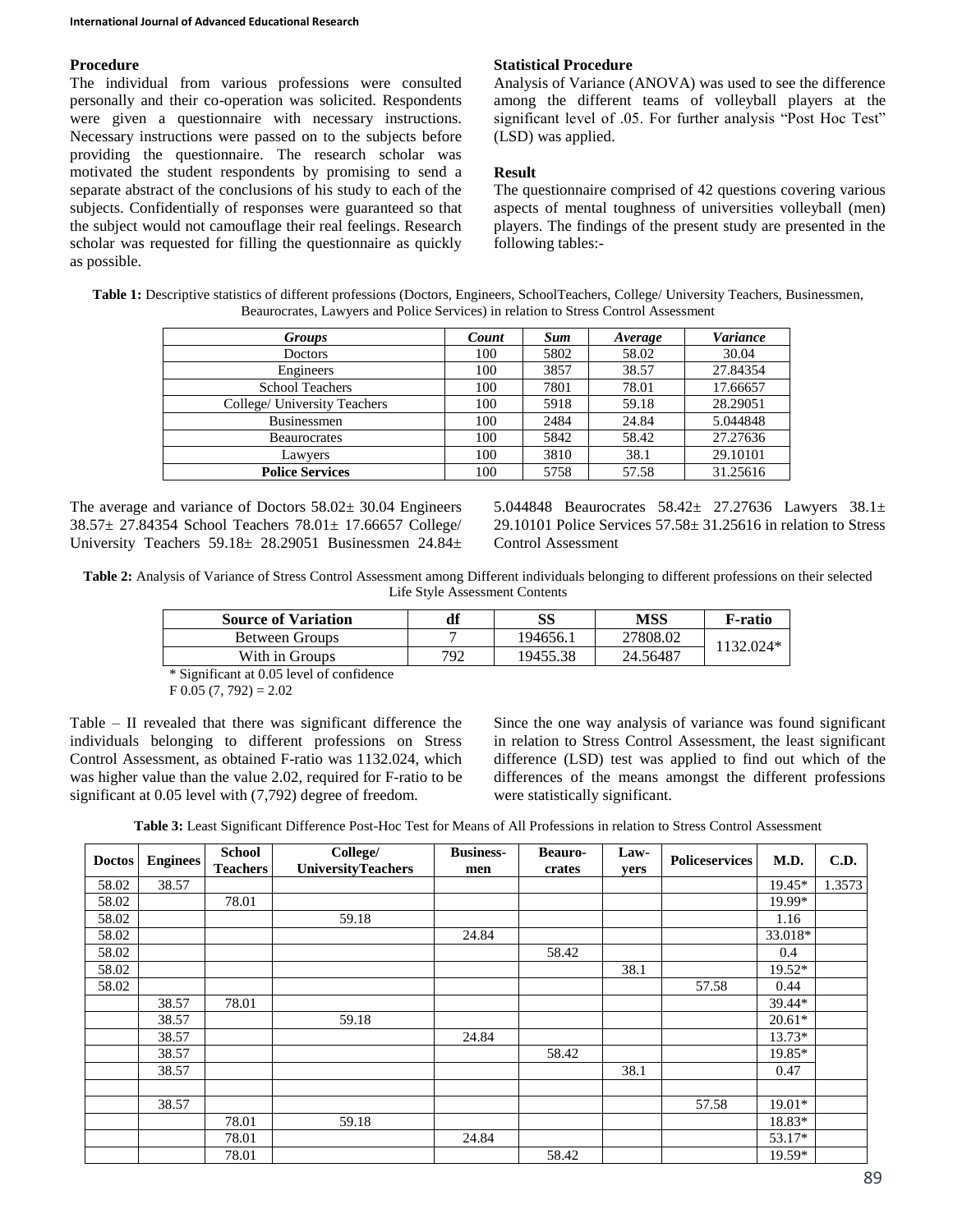### Procedure

The individual from various professions were consulted personally and their co-operation was solicited. Respondents were given a questionnaire with necessary instructions. Necessary instructions were passed on to the subjects before providing the questionnaire. The research scholar was motivated the student respondents by promising to send a separate abstract of the conclusions of his study to each of the subjects. Confidentially of responses were guaranteed so that the subject would not camouflage their real feelings. Research scholar was requested for filling the questionnaire as quickly as possible.

### Statistical Procedure

Analysis of Variance (ANOVA) was used to see the difference among the different teams of volleyball players at the significant level of .05. For further analysis "Post Hoc Test" (LSD) was applied.

### Result

The questionnaire comprised of 42 questions covering various aspects of mental toughness of universities volleyball (men) players. The findings of the present study are presented in the following tables:-

**Table 1:** Descriptive statistics of different professions (Doctors, Engineers, SchoolTeachers, College/ University Teachers, Businessmen, Beaurocrates, Lawyers and Police Services) in relation to Stress Control Assessment

| *Groups* | *Count* | *Sum* | *Average* | *Variance* |
|---|---|---|---|---|
| Doctors | 100 | 5802 | 58.02 | 30.04 |
| Engineers | 100 | 3857 | 38.57 | 27.84354 |
| School Teachers | 100 | 7801 | 78.01 | 17.66657 |
| College/ University Teachers | 100 | 5918 | 59.18 | 28.29051 |
| Businessmen | 100 | 2484 | 24.84 | 5.044848 |
| Beaurocrates | 100 | 5842 | 58.42 | 27.27636 |
| Lawyers | 100 | 3810 | 38.1 | 29.10101 |
| **Police Services** | 100 | 5758 | 57.58 | 31.25616 |

The average and variance of Doctors 58.02± 30.04 Engineers 38.57± 27.84354 School Teachers 78.01± 17.66657 College/ University Teachers 59.18± 28.29051 Businessmen 24.84± 5.044848 Beaurocrates 58.42± 27.27636 Lawyers 38.1± 29.10101 Police Services 57.58± 31.25616 in relation to Stress Control Assessment

**Table 2:** Analysis of Variance of Stress Control Assessment among Different individuals belonging to different professions on their selected Life Style Assessment Contents

| Source of Variation | df | SS | MSS | F-ratio |
|---|---|---|---|---|
| Between Groups | 7 | 194656.1 | 27808.02 | 1132.024* |
| With in Groups | 792 | 19455.38 | 24.56487 | |

\* Significant at 0.05 level of confidence

$F_{0.05}(7, 792) = 2.02$

Table – II revealed that there was significant difference the individuals belonging to different professions on Stress Control Assessment, as obtained F-ratio was 1132.024, which was higher value than the value 2.02, required for F-ratio to be significant at 0.05 level with (7,792) degree of freedom.

Since the one way analysis of variance was found significant in relation to Stress Control Assessment, the least significant difference (LSD) test was applied to find out which of the differences of the means amongst the different professions were statistically significant.

**Table 3:** Least Significant Difference Post-Hoc Test for Means of All Professions in relation to Stress Control Assessment

| Doctos | Enginees | School Teachers | College/ UniversityTeachers | Business-men | Beauro-crates | Law-yers | Policeservices | M.D. | C.D. |
|---|---|---|---|---|---|---|---|---|---|
| 58.02 | 38.57 | | | | | | | 19.45* | 1.3573 |
| 58.02 | | 78.01 | | | | | | 19.99* | |
| 58.02 | | | 59.18 | | | | | 1.16 | |
| 58.02 | | | | 24.84 | | | | 33.018* | |
| 58.02 | | | | | 58.42 | | | 0.4 | |
| 58.02 | | | | | | 38.1 | | 19.52* | |
| 58.02 | | | | | | | 57.58 | 0.44 | |
| | 38.57 | 78.01 | | | | | | 39.44* | |
| | 38.57 | | 59.18 | | | | | 20.61* | |
| | 38.57 | | | 24.84 | | | | 13.73* | |
| | 38.57 | | | | 58.42 | | | 19.85* | |
| | 38.57 | | | | | 38.1 | | 0.47 | |
| | | | | | | | | | |
| | 38.57 | | | | | | 57.58 | 19.01* | |
| | | 78.01 | 59.18 | | | | | 18.83* | |
| | | 78.01 | | 24.84 | | | | 53.17* | |
| | | 78.01 | | | 58.42 | | | 19.59* | |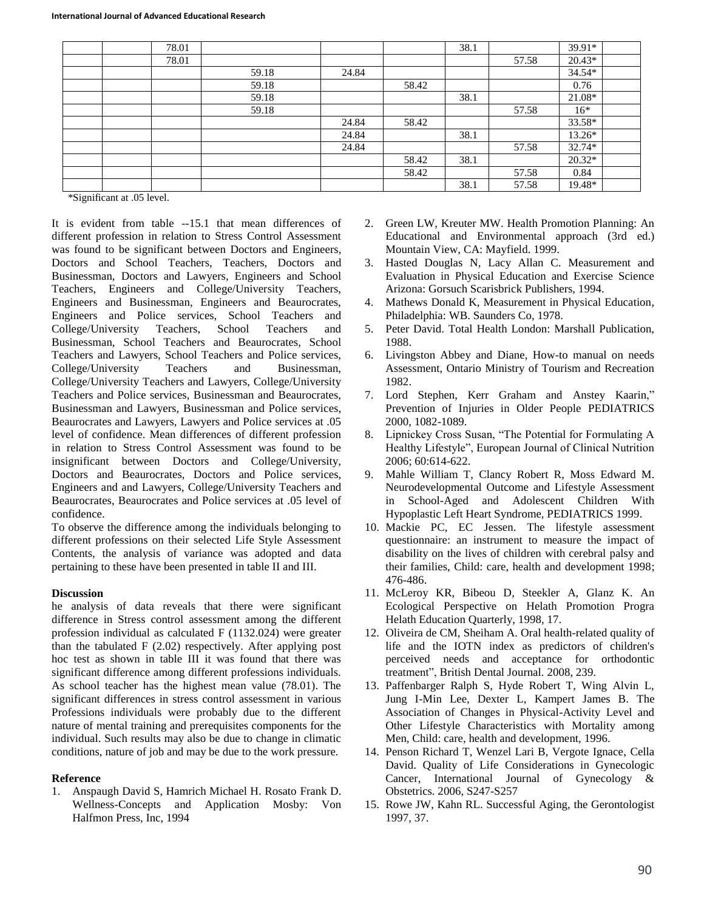| | | | | | | | | | |
|---|---|---|---|---|---|---|---|---|---|
| | | 78.01 | | | | 38.1 | | 39.91* | |
| | | 78.01 | | | | | 57.58 | 20.43* | |
| | | | 59.18 | 24.84 | | | | 34.54* | |
| | | | 59.18 | | 58.42 | | | 0.76 | |
| | | | 59.18 | | | 38.1 | | 21.08* | |
| | | | 59.18 | | | | 57.58 | 16* | |
| | | | | 24.84 | 58.42 | | | 33.58* | |
| | | | | 24.84 | | 38.1 | | 13.26* | |
| | | | | 24.84 | | | 57.58 | 32.74* | |
| | | | | | 58.42 | 38.1 | | 20.32* | |
| | | | | | 58.42 | | 57.58 | 0.84 | |
| | | | | | | 38.1 | 57.58 | 19.48* | |

*Significant at .05 level.

It is evident from table --15.1 that mean differences of different profession in relation to Stress Control Assessment was found to be significant between Doctors and Engineers, Doctors and School Teachers, Teachers, Doctors and Businessman, Doctors and Lawyers, Engineers and School Teachers, Engineers and College/University Teachers, Engineers and Businessman, Engineers and Beaurocrates, Engineers and Police services, School Teachers and College/University Teachers, School Teachers and Businessman, School Teachers and Beaurocrates, School Teachers and Lawyers, School Teachers and Police services, College/University Teachers and Businessman, College/University Teachers and Lawyers, College/University Teachers and Police services, Businessman and Beaurocrates, Businessman and Lawyers, Businessman and Police services, Beaurocrates and Lawyers, Lawyers and Police services at .05 level of confidence. Mean differences of different profession in relation to Stress Control Assessment was found to be insignificant between Doctors and College/University, Doctors and Beaurocrates, Doctors and Police services, Engineers and and Lawyers, College/University Teachers and Beaurocrates, Beaurocrates and Police services at .05 level of confidence.

To observe the difference among the individuals belonging to different professions on their selected Life Style Assessment Contents, the analysis of variance was adopted and data pertaining to these have been presented in table II and III.

## Discussion

he analysis of data reveals that there were significant difference in Stress control assessment among the different profession individual as calculated F (1132.024) were greater than the tabulated F (2.02) respectively. After applying post hoc test as shown in table III it was found that there was significant difference among different professions individuals. As school teacher has the highest mean value (78.01). The significant differences in stress control assessment in various Professions individuals were probably due to the different nature of mental training and prerequisites components for the individual. Such results may also be due to change in climatic conditions, nature of job and may be due to the work pressure.

## Reference

1. Anspaugh David S, Hamrich Michael H. Rosato Frank D. Wellness-Concepts and Application Mosby: Von Halfmon Press, Inc, 1994
2. Green LW, Kreuter MW. Health Promotion Planning: An Educational and Environmental approach (3rd ed.) Mountain View, CA: Mayfield. 1999.
3. Hasted Douglas N, Lacy Allan C. Measurement and Evaluation in Physical Education and Exercise Science Arizona: Gorsuch Scarisbrick Publishers, 1994.
4. Mathews Donald K, Measurement in Physical Education, Philadelphia: WB. Saunders Co, 1978.
5. Peter David. Total Health London: Marshall Publication, 1988.
6. Livingston Abbey and Diane, How-to manual on needs Assessment, Ontario Ministry of Tourism and Recreation 1982.
7. Lord Stephen, Kerr Graham and Anstey Kaarin," Prevention of Injuries in Older People PEDIATRICS 2000, 1082-1089.
8. Lipnickey Cross Susan, "The Potential for Formulating A Healthy Lifestyle", European Journal of Clinical Nutrition 2006; 60:614-622.
9. Mahle William T, Clancy Robert R, Moss Edward M. Neurodevelopmental Outcome and Lifestyle Assessment in School-Aged and Adolescent Children With Hypoplastic Left Heart Syndrome, PEDIATRICS 1999.
10. Mackie PC, EC Jessen. The lifestyle assessment questionnaire: an instrument to measure the impact of disability on the lives of children with cerebral palsy and their families, Child: care, health and development 1998; 476-486.
11. McLeroy KR, Bibeou D, Steekler A, Glanz K. An Ecological Perspective on Helath Promotion Progra Helath Education Quarterly, 1998, 17.
12. Oliveira de CM, Sheiham A. Oral health-related quality of life and the IOTN index as predictors of children's perceived needs and acceptance for orthodontic treatment", British Dental Journal. 2008, 239.
13. Paffenbarger Ralph S, Hyde Robert T, Wing Alvin L, Jung I-Min Lee, Dexter L, Kampert James B. The Association of Changes in Physical-Activity Level and Other Lifestyle Characteristics with Mortality among Men, Child: care, health and development, 1996.
14. Penson Richard T, Wenzel Lari B, Vergote Ignace, Cella David. Quality of Life Considerations in Gynecologic Cancer, International Journal of Gynecology & Obstetrics. 2006, S247-S257
15. Rowe JW, Kahn RL. Successful Aging, the Gerontologist 1997, 37.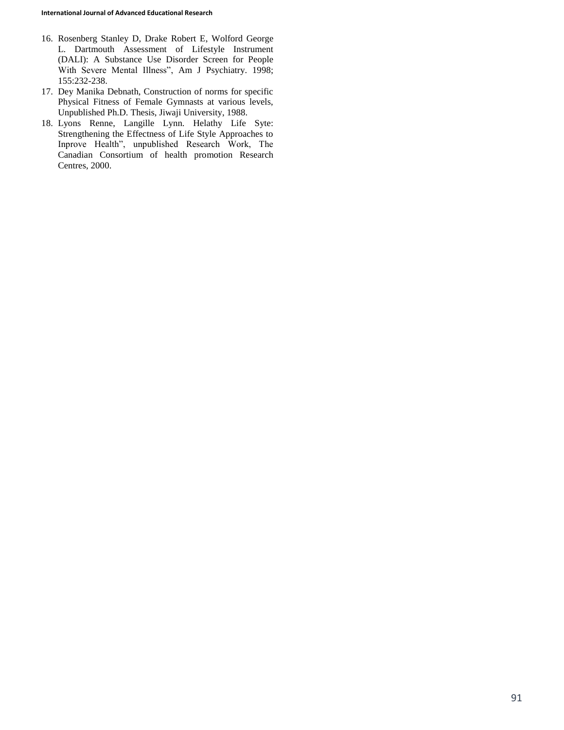16. Rosenberg Stanley D, Drake Robert E, Wolford George L. Dartmouth Assessment of Lifestyle Instrument (DALI): A Substance Use Disorder Screen for People With Severe Mental Illness", Am J Psychiatry. 1998; 155:232-238.
17. Dey Manika Debnath, Construction of norms for specific Physical Fitness of Female Gymnasts at various levels, Unpublished Ph.D. Thesis, Jiwaji University, 1988.
18. Lyons Renne, Langille Lynn. Helathy Life Syte: Strengthening the Effectness of Life Style Approaches to Inprove Health", unpublished Research Work, The Canadian Consortium of health promotion Research Centres, 2000.